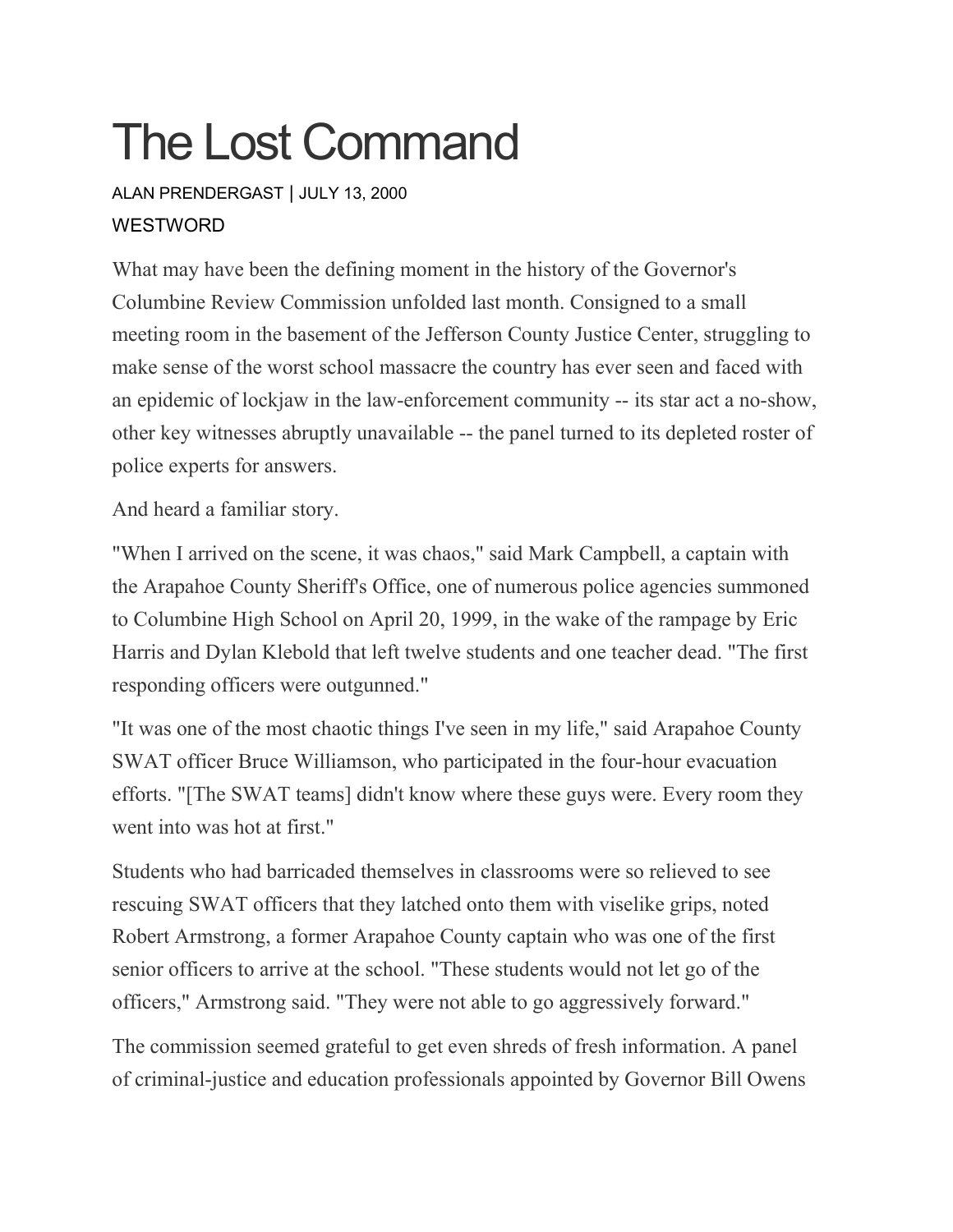# The Lost Command

ALAN PRENDERGAST | JULY 13, 2000

WESTWORD

What may have been the defining moment in the history of the Governor's Columbine Review Commission unfolded last month. Consigned to a small meeting room in the basement of the Jefferson County Justice Center, struggling to make sense of the worst school massacre the country has ever seen and faced with an epidemic of lockjaw in the law-enforcement community -- its star act a no-show, other key witnesses abruptly unavailable -- the panel turned to its depleted roster of police experts for answers.

And heard a familiar story.

"When I arrived on the scene, it was chaos," said Mark Campbell, a captain with the Arapahoe County Sheriff's Office, one of numerous police agencies summoned to Columbine High School on April 20, 1999, in the wake of the rampage by Eric Harris and Dylan Klebold that left twelve students and one teacher dead. "The first responding officers were outgunned."

"It was one of the most chaotic things I've seen in my life," said Arapahoe County SWAT officer Bruce Williamson, who participated in the four-hour evacuation efforts. "[The SWAT teams] didn't know where these guys were. Every room they went into was hot at first."

Students who had barricaded themselves in classrooms were so relieved to see rescuing SWAT officers that they latched onto them with viselike grips, noted Robert Armstrong, a former Arapahoe County captain who was one of the first senior officers to arrive at the school. "These students would not let go of the officers," Armstrong said. "They were not able to go aggressively forward."

The commission seemed grateful to get even shreds of fresh information. A panel of criminal-justice and education professionals appointed by Governor Bill Owens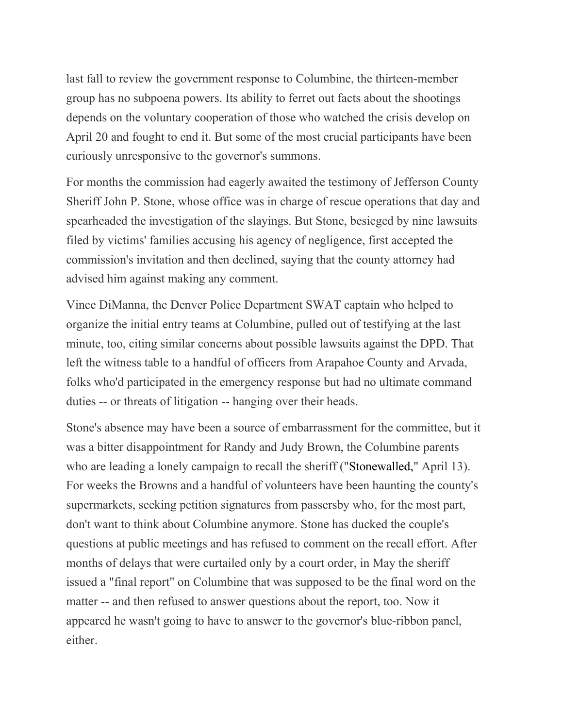last fall to review the government response to Columbine, the thirteen-member group has no subpoena powers. Its ability to ferret out facts about the shootings depends on the voluntary cooperation of those who watched the crisis develop on April 20 and fought to end it. But some of the most crucial participants have been curiously unresponsive to the governor's summons.

For months the commission had eagerly awaited the testimony of Jefferson County Sheriff John P. Stone, whose office was in charge of rescue operations that day and spearheaded the investigation of the slayings. But Stone, besieged by nine lawsuits filed by victims' families accusing his agency of negligence, first accepted the commission's invitation and then declined, saying that the county attorney had advised him against making any comment.

Vince DiManna, the Denver Police Department SWAT captain who helped to organize the initial entry teams at Columbine, pulled out of testifying at the last minute, too, citing similar concerns about possible lawsuits against the DPD. That left the witness table to a handful of officers from Arapahoe County and Arvada, folks who'd participated in the emergency response but had no ultimate command duties -- or threats of litigation -- hanging over their heads.

Stone's absence may have been a source of embarrassment for the committee, but it was a bitter disappointment for Randy and Judy Brown, the Columbine parents who are leading a lonely campaign to recall the sheriff ("Stonewalled," April 13). For weeks the Browns and a handful of volunteers have been haunting the county's supermarkets, seeking petition signatures from passersby who, for the most part, don't want to think about Columbine anymore. Stone has ducked the couple's questions at public meetings and has refused to comment on the recall effort. After months of delays that were curtailed only by a court order, in May the sheriff issued a "final report" on Columbine that was supposed to be the final word on the matter -- and then refused to answer questions about the report, too. Now it appeared he wasn't going to have to answer to the governor's blue-ribbon panel, either.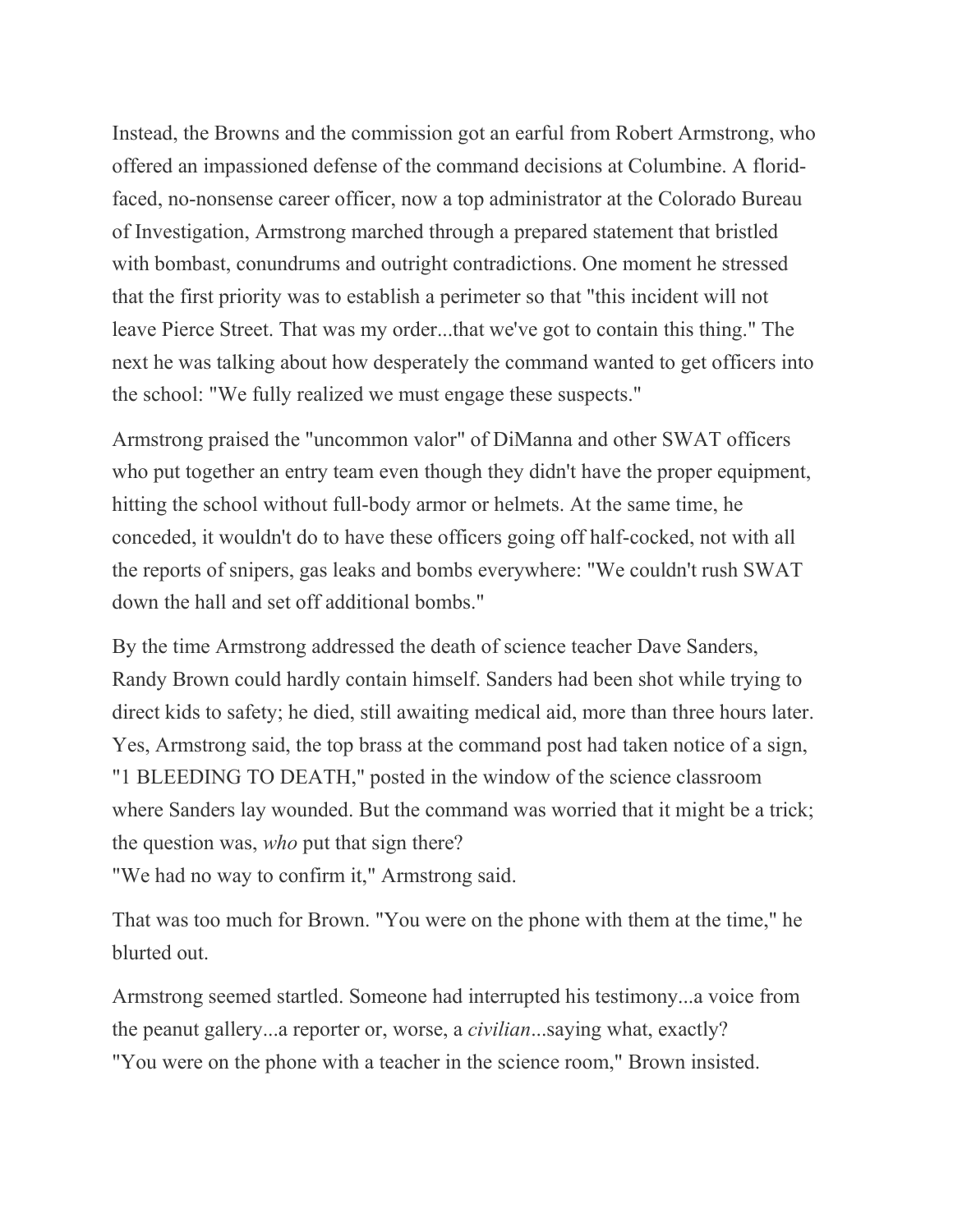Instead, the Browns and the commission got an earful from Robert Armstrong, who offered an impassioned defense of the command decisions at Columbine. A florid-faced, no-nonsense career officer, now a top administrator at the Colorado Bureau of Investigation, Armstrong marched through a prepared statement that bristled with bombast, conundrums and outright contradictions. One moment he stressed that the first priority was to establish a perimeter so that "this incident will not leave Pierce Street. That was my order...that we've got to contain this thing." The next he was talking about how desperately the command wanted to get officers into the school: "We fully realized we must engage these suspects."

Armstrong praised the "uncommon valor" of DiManna and other SWAT officers who put together an entry team even though they didn't have the proper equipment, hitting the school without full-body armor or helmets. At the same time, he conceded, it wouldn't do to have these officers going off half-cocked, not with all the reports of snipers, gas leaks and bombs everywhere: "We couldn't rush SWAT down the hall and set off additional bombs."

By the time Armstrong addressed the death of science teacher Dave Sanders, Randy Brown could hardly contain himself. Sanders had been shot while trying to direct kids to safety; he died, still awaiting medical aid, more than three hours later. Yes, Armstrong said, the top brass at the command post had taken notice of a sign, "1 BLEEDING TO DEATH," posted in the window of the science classroom where Sanders lay wounded. But the command was worried that it might be a trick; the question was, *who* put that sign there?
"We had no way to confirm it," Armstrong said.

That was too much for Brown. "You were on the phone with them at the time," he blurted out.

Armstrong seemed startled. Someone had interrupted his testimony...a voice from the peanut gallery...a reporter or, worse, a *civilian*...saying what, exactly?
"You were on the phone with a teacher in the science room," Brown insisted.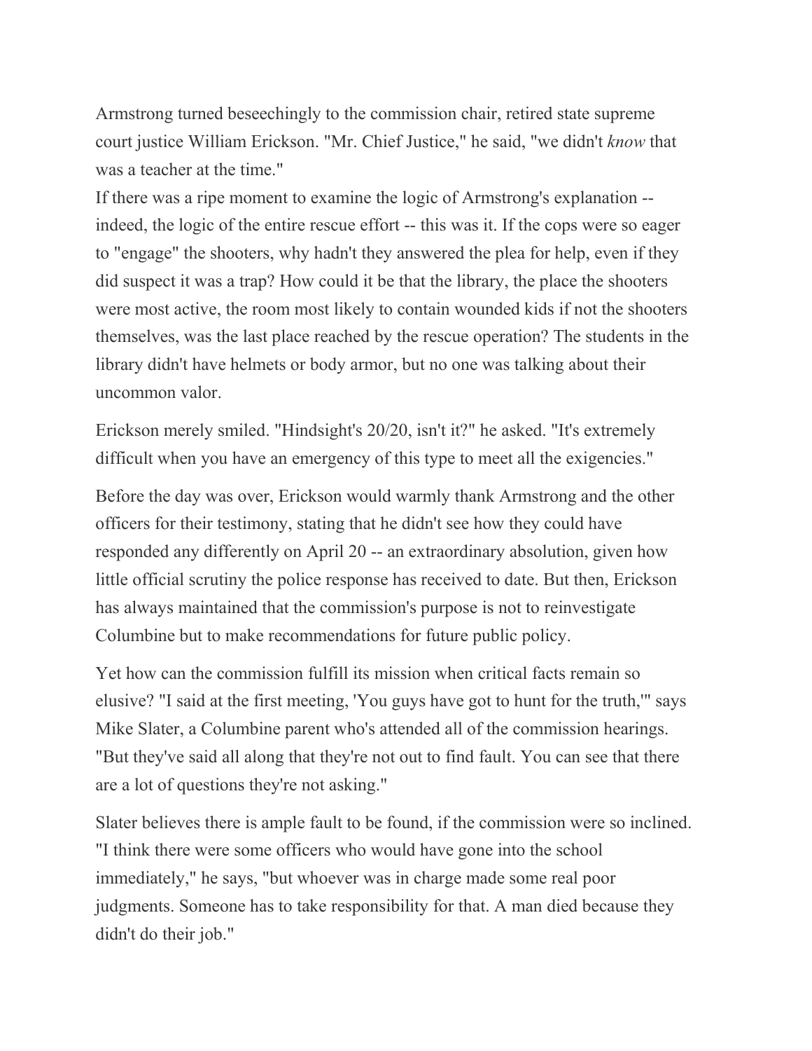Armstrong turned beseechingly to the commission chair, retired state supreme court justice William Erickson. "Mr. Chief Justice," he said, "we didn't *know* that was a teacher at the time."

If there was a ripe moment to examine the logic of Armstrong's explanation -- indeed, the logic of the entire rescue effort -- this was it. If the cops were so eager to "engage" the shooters, why hadn't they answered the plea for help, even if they did suspect it was a trap? How could it be that the library, the place the shooters were most active, the room most likely to contain wounded kids if not the shooters themselves, was the last place reached by the rescue operation? The students in the library didn't have helmets or body armor, but no one was talking about their uncommon valor.

Erickson merely smiled. "Hindsight's 20/20, isn't it?" he asked. "It's extremely difficult when you have an emergency of this type to meet all the exigencies."

Before the day was over, Erickson would warmly thank Armstrong and the other officers for their testimony, stating that he didn't see how they could have responded any differently on April 20 -- an extraordinary absolution, given how little official scrutiny the police response has received to date. But then, Erickson has always maintained that the commission's purpose is not to reinvestigate Columbine but to make recommendations for future public policy.

Yet how can the commission fulfill its mission when critical facts remain so elusive? "I said at the first meeting, 'You guys have got to hunt for the truth,'" says Mike Slater, a Columbine parent who's attended all of the commission hearings. "But they've said all along that they're not out to find fault. You can see that there are a lot of questions they're not asking."

Slater believes there is ample fault to be found, if the commission were so inclined. "I think there were some officers who would have gone into the school immediately," he says, "but whoever was in charge made some real poor judgments. Someone has to take responsibility for that. A man died because they didn't do their job."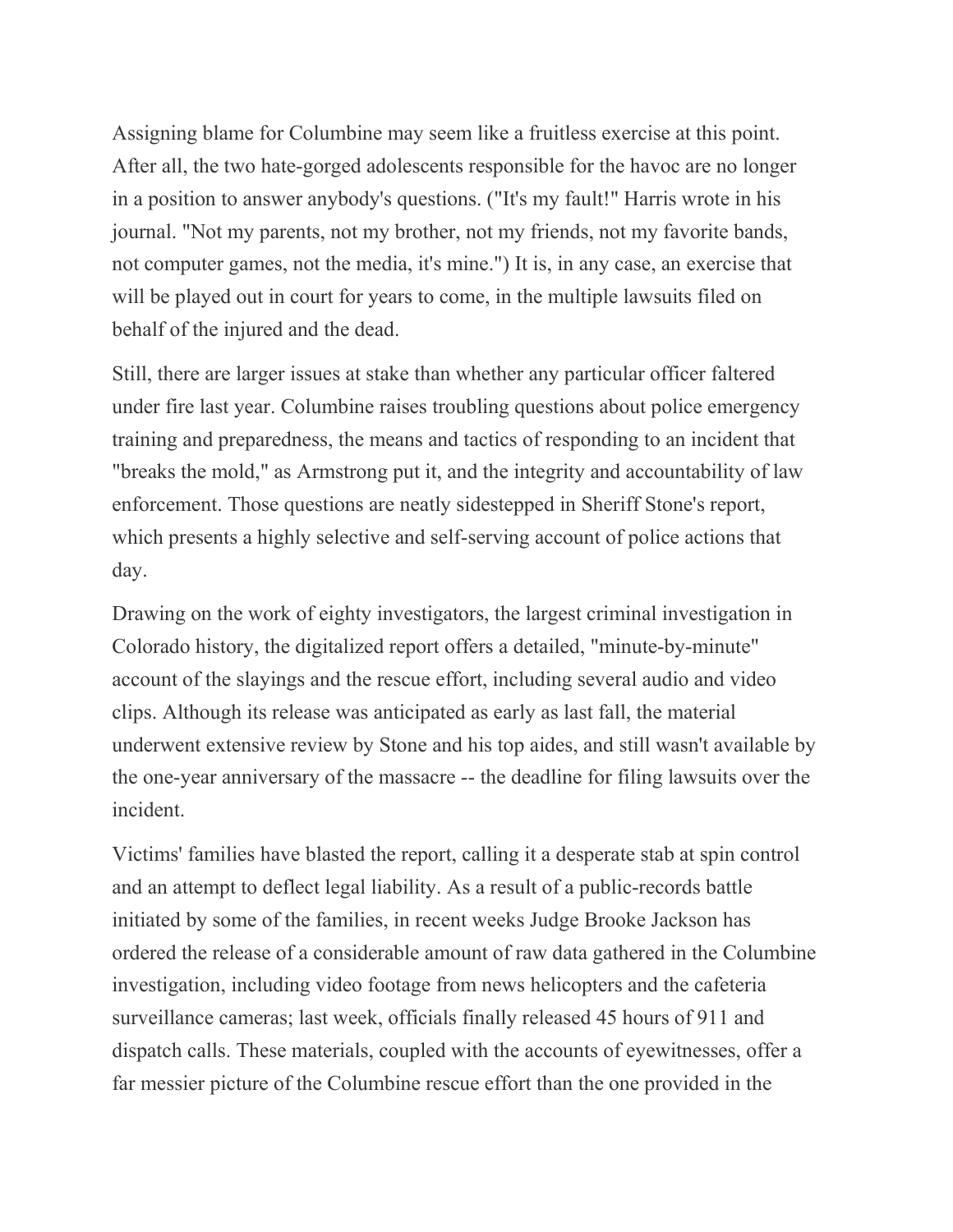Assigning blame for Columbine may seem like a fruitless exercise at this point. After all, the two hate-gorged adolescents responsible for the havoc are no longer in a position to answer anybody's questions. ("It's my fault!" Harris wrote in his journal. "Not my parents, not my brother, not my friends, not my favorite bands, not computer games, not the media, it's mine.") It is, in any case, an exercise that will be played out in court for years to come, in the multiple lawsuits filed on behalf of the injured and the dead.

Still, there are larger issues at stake than whether any particular officer faltered under fire last year. Columbine raises troubling questions about police emergency training and preparedness, the means and tactics of responding to an incident that "breaks the mold," as Armstrong put it, and the integrity and accountability of law enforcement. Those questions are neatly sidestepped in Sheriff Stone's report, which presents a highly selective and self-serving account of police actions that day.

Drawing on the work of eighty investigators, the largest criminal investigation in Colorado history, the digitalized report offers a detailed, "minute-by-minute" account of the slayings and the rescue effort, including several audio and video clips. Although its release was anticipated as early as last fall, the material underwent extensive review by Stone and his top aides, and still wasn't available by the one-year anniversary of the massacre -- the deadline for filing lawsuits over the incident.

Victims' families have blasted the report, calling it a desperate stab at spin control and an attempt to deflect legal liability. As a result of a public-records battle initiated by some of the families, in recent weeks Judge Brooke Jackson has ordered the release of a considerable amount of raw data gathered in the Columbine investigation, including video footage from news helicopters and the cafeteria surveillance cameras; last week, officials finally released 45 hours of 911 and dispatch calls. These materials, coupled with the accounts of eyewitnesses, offer a far messier picture of the Columbine rescue effort than the one provided in the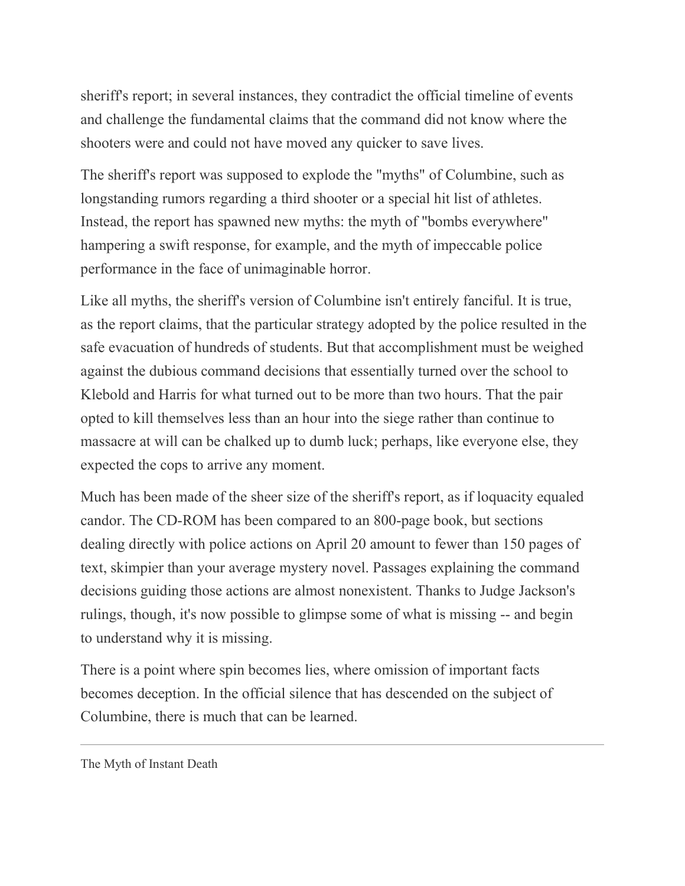sheriff's report; in several instances, they contradict the official timeline of events and challenge the fundamental claims that the command did not know where the shooters were and could not have moved any quicker to save lives.

The sheriff's report was supposed to explode the "myths" of Columbine, such as longstanding rumors regarding a third shooter or a special hit list of athletes. Instead, the report has spawned new myths: the myth of "bombs everywhere" hampering a swift response, for example, and the myth of impeccable police performance in the face of unimaginable horror.

Like all myths, the sheriff's version of Columbine isn't entirely fanciful. It is true, as the report claims, that the particular strategy adopted by the police resulted in the safe evacuation of hundreds of students. But that accomplishment must be weighed against the dubious command decisions that essentially turned over the school to Klebold and Harris for what turned out to be more than two hours. That the pair opted to kill themselves less than an hour into the siege rather than continue to massacre at will can be chalked up to dumb luck; perhaps, like everyone else, they expected the cops to arrive any moment.

Much has been made of the sheer size of the sheriff's report, as if loquacity equaled candor. The CD-ROM has been compared to an 800-page book, but sections dealing directly with police actions on April 20 amount to fewer than 150 pages of text, skimpier than your average mystery novel. Passages explaining the command decisions guiding those actions are almost nonexistent. Thanks to Judge Jackson's rulings, though, it's now possible to glimpse some of what is missing -- and begin to understand why it is missing.

There is a point where spin becomes lies, where omission of important facts becomes deception. In the official silence that has descended on the subject of Columbine, there is much that can be learned.

---

## The Myth of Instant Death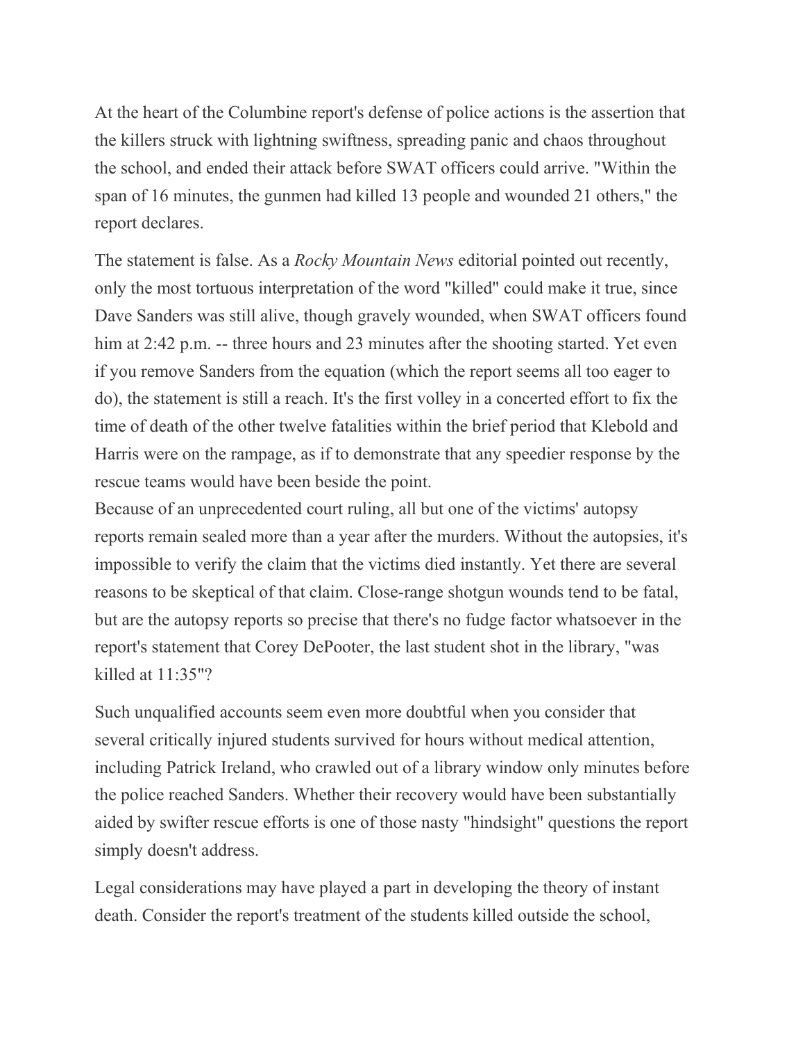At the heart of the Columbine report's defense of police actions is the assertion that the killers struck with lightning swiftness, spreading panic and chaos throughout the school, and ended their attack before SWAT officers could arrive. "Within the span of 16 minutes, the gunmen had killed 13 people and wounded 21 others," the report declares.

The statement is false. As a *Rocky Mountain News* editorial pointed out recently, only the most tortuous interpretation of the word "killed" could make it true, since Dave Sanders was still alive, though gravely wounded, when SWAT officers found him at 2:42 p.m. -- three hours and 23 minutes after the shooting started. Yet even if you remove Sanders from the equation (which the report seems all too eager to do), the statement is still a reach. It's the first volley in a concerted effort to fix the time of death of the other twelve fatalities within the brief period that Klebold and Harris were on the rampage, as if to demonstrate that any speedier response by the rescue teams would have been beside the point.
Because of an unprecedented court ruling, all but one of the victims' autopsy reports remain sealed more than a year after the murders. Without the autopsies, it's impossible to verify the claim that the victims died instantly. Yet there are several reasons to be skeptical of that claim. Close-range shotgun wounds tend to be fatal, but are the autopsy reports so precise that there's no fudge factor whatsoever in the report's statement that Corey DePooter, the last student shot in the library, "was killed at 11:35"?

Such unqualified accounts seem even more doubtful when you consider that several critically injured students survived for hours without medical attention, including Patrick Ireland, who crawled out of a library window only minutes before the police reached Sanders. Whether their recovery would have been substantially aided by swifter rescue efforts is one of those nasty "hindsight" questions the report simply doesn't address.

Legal considerations may have played a part in developing the theory of instant death. Consider the report's treatment of the students killed outside the school,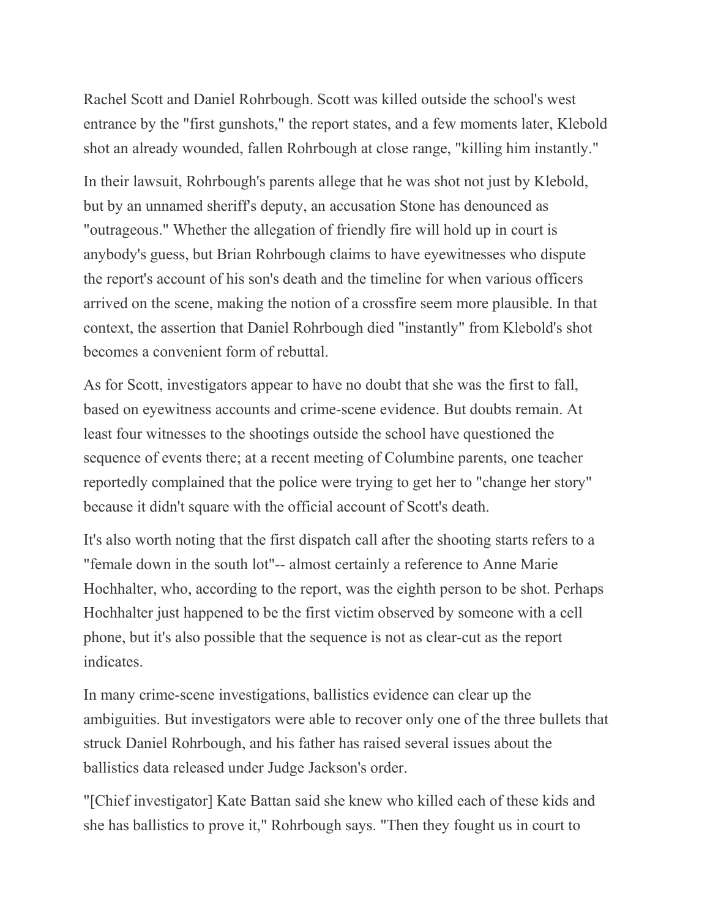Rachel Scott and Daniel Rohrbough. Scott was killed outside the school's west entrance by the "first gunshots," the report states, and a few moments later, Klebold shot an already wounded, fallen Rohrbough at close range, "killing him instantly."

In their lawsuit, Rohrbough's parents allege that he was shot not just by Klebold, but by an unnamed sheriff's deputy, an accusation Stone has denounced as "outrageous." Whether the allegation of friendly fire will hold up in court is anybody's guess, but Brian Rohrbough claims to have eyewitnesses who dispute the report's account of his son's death and the timeline for when various officers arrived on the scene, making the notion of a crossfire seem more plausible. In that context, the assertion that Daniel Rohrbough died "instantly" from Klebold's shot becomes a convenient form of rebuttal.

As for Scott, investigators appear to have no doubt that she was the first to fall, based on eyewitness accounts and crime-scene evidence. But doubts remain. At least four witnesses to the shootings outside the school have questioned the sequence of events there; at a recent meeting of Columbine parents, one teacher reportedly complained that the police were trying to get her to "change her story" because it didn't square with the official account of Scott's death.

It's also worth noting that the first dispatch call after the shooting starts refers to a "female down in the south lot"-- almost certainly a reference to Anne Marie Hochhalter, who, according to the report, was the eighth person to be shot. Perhaps Hochhalter just happened to be the first victim observed by someone with a cell phone, but it's also possible that the sequence is not as clear-cut as the report indicates.

In many crime-scene investigations, ballistics evidence can clear up the ambiguities. But investigators were able to recover only one of the three bullets that struck Daniel Rohrbough, and his father has raised several issues about the ballistics data released under Judge Jackson's order.

"[Chief investigator] Kate Battan said she knew who killed each of these kids and she has ballistics to prove it," Rohrbough says. "Then they fought us in court to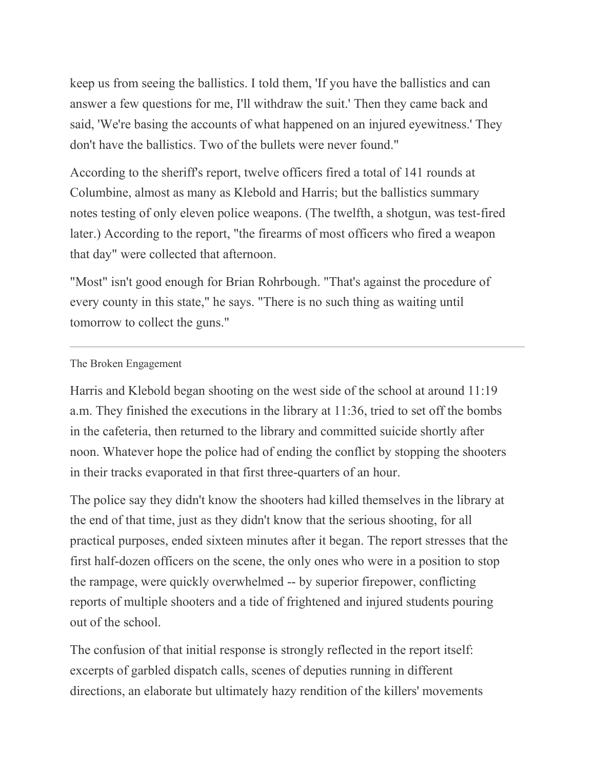keep us from seeing the ballistics. I told them, 'If you have the ballistics and can answer a few questions for me, I'll withdraw the suit.' Then they came back and said, 'We're basing the accounts of what happened on an injured eyewitness.' They don't have the ballistics. Two of the bullets were never found."

According to the sheriff's report, twelve officers fired a total of 141 rounds at Columbine, almost as many as Klebold and Harris; but the ballistics summary notes testing of only eleven police weapons. (The twelfth, a shotgun, was test-fired later.) According to the report, "the firearms of most officers who fired a weapon that day" were collected that afternoon.

"Most" isn't good enough for Brian Rohrbough. "That's against the procedure of every county in this state," he says. "There is no such thing as waiting until tomorrow to collect the guns."

---

The Broken Engagement

Harris and Klebold began shooting on the west side of the school at around 11:19 a.m. They finished the executions in the library at 11:36, tried to set off the bombs in the cafeteria, then returned to the library and committed suicide shortly after noon. Whatever hope the police had of ending the conflict by stopping the shooters in their tracks evaporated in that first three-quarters of an hour.

The police say they didn't know the shooters had killed themselves in the library at the end of that time, just as they didn't know that the serious shooting, for all practical purposes, ended sixteen minutes after it began. The report stresses that the first half-dozen officers on the scene, the only ones who were in a position to stop the rampage, were quickly overwhelmed -- by superior firepower, conflicting reports of multiple shooters and a tide of frightened and injured students pouring out of the school.

The confusion of that initial response is strongly reflected in the report itself: excerpts of garbled dispatch calls, scenes of deputies running in different directions, an elaborate but ultimately hazy rendition of the killers' movements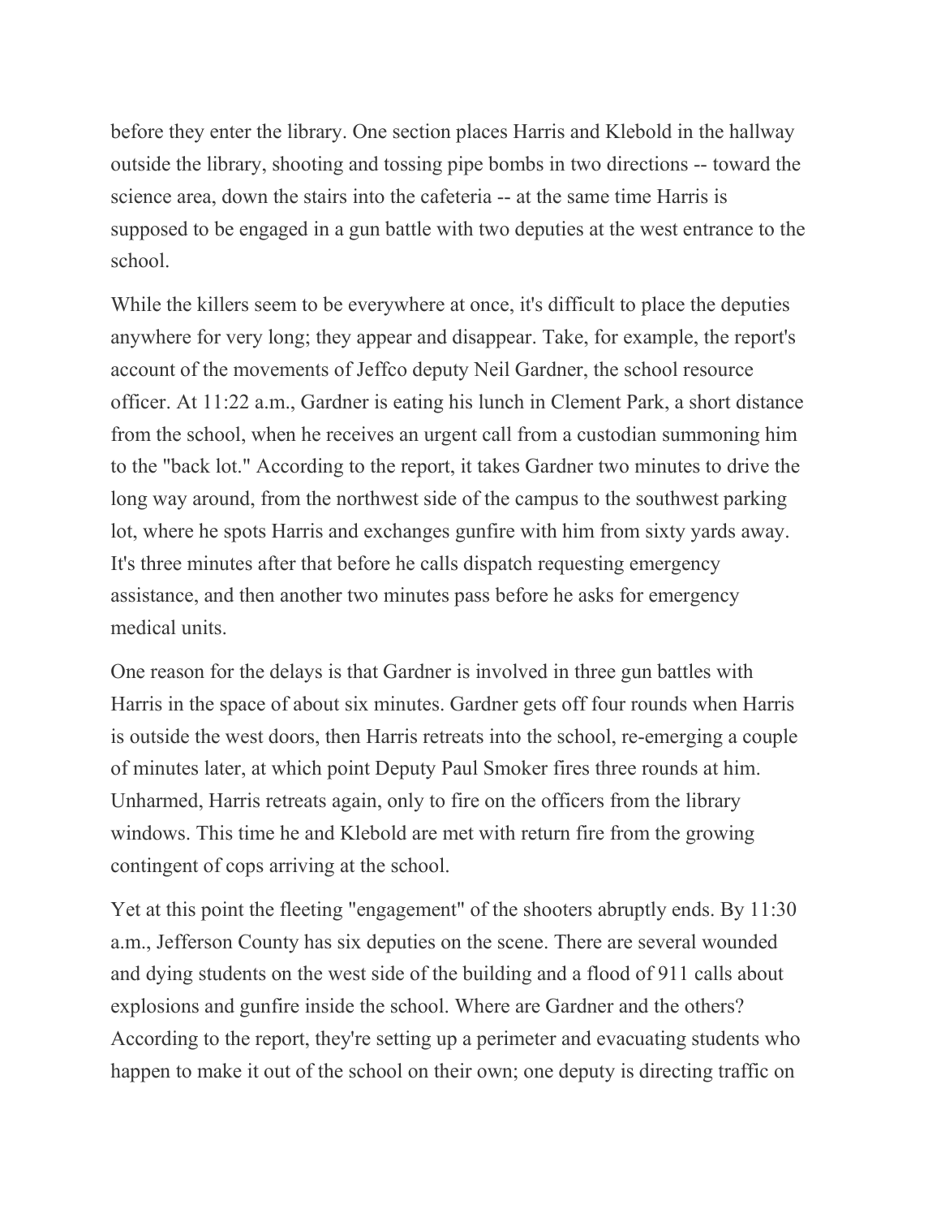before they enter the library. One section places Harris and Klebold in the hallway outside the library, shooting and tossing pipe bombs in two directions -- toward the science area, down the stairs into the cafeteria -- at the same time Harris is supposed to be engaged in a gun battle with two deputies at the west entrance to the school.

While the killers seem to be everywhere at once, it's difficult to place the deputies anywhere for very long; they appear and disappear. Take, for example, the report's account of the movements of Jeffco deputy Neil Gardner, the school resource officer. At 11:22 a.m., Gardner is eating his lunch in Clement Park, a short distance from the school, when he receives an urgent call from a custodian summoning him to the "back lot." According to the report, it takes Gardner two minutes to drive the long way around, from the northwest side of the campus to the southwest parking lot, where he spots Harris and exchanges gunfire with him from sixty yards away. It's three minutes after that before he calls dispatch requesting emergency assistance, and then another two minutes pass before he asks for emergency medical units.

One reason for the delays is that Gardner is involved in three gun battles with Harris in the space of about six minutes. Gardner gets off four rounds when Harris is outside the west doors, then Harris retreats into the school, re-emerging a couple of minutes later, at which point Deputy Paul Smoker fires three rounds at him. Unharmed, Harris retreats again, only to fire on the officers from the library windows. This time he and Klebold are met with return fire from the growing contingent of cops arriving at the school.

Yet at this point the fleeting "engagement" of the shooters abruptly ends. By 11:30 a.m., Jefferson County has six deputies on the scene. There are several wounded and dying students on the west side of the building and a flood of 911 calls about explosions and gunfire inside the school. Where are Gardner and the others? According to the report, they're setting up a perimeter and evacuating students who happen to make it out of the school on their own; one deputy is directing traffic on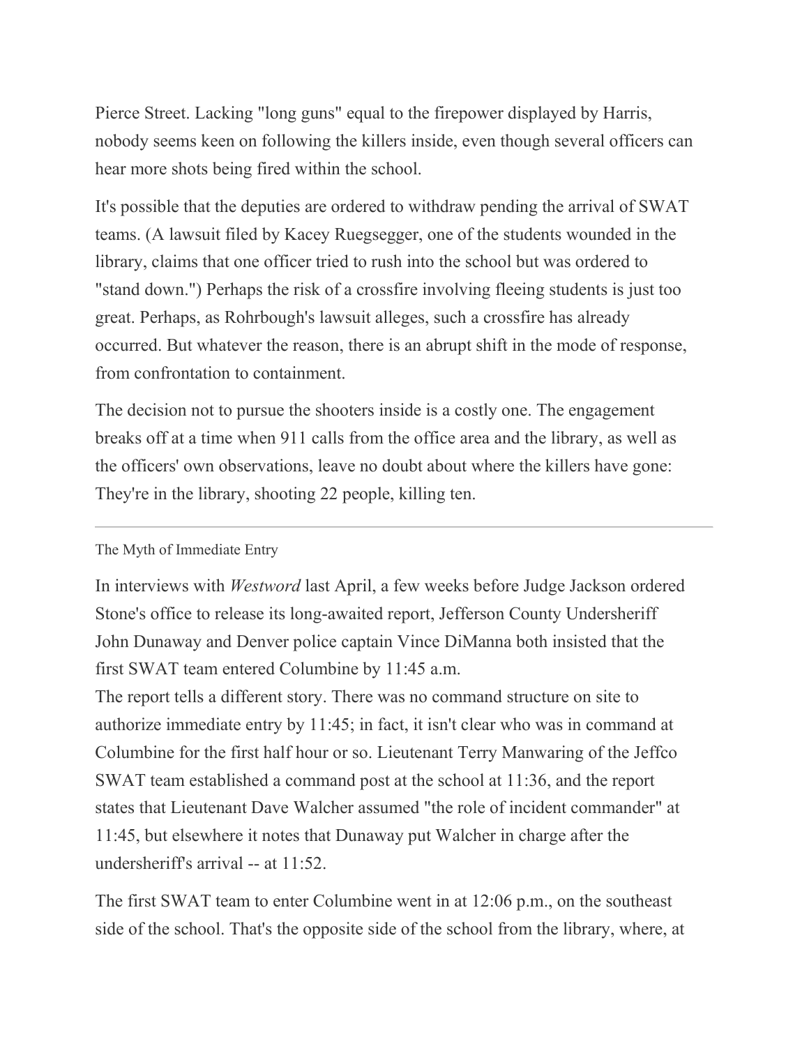Pierce Street. Lacking "long guns" equal to the firepower displayed by Harris, nobody seems keen on following the killers inside, even though several officers can hear more shots being fired within the school.

It's possible that the deputies are ordered to withdraw pending the arrival of SWAT teams. (A lawsuit filed by Kacey Ruegsegger, one of the students wounded in the library, claims that one officer tried to rush into the school but was ordered to "stand down.") Perhaps the risk of a crossfire involving fleeing students is just too great. Perhaps, as Rohrbough's lawsuit alleges, such a crossfire has already occurred. But whatever the reason, there is an abrupt shift in the mode of response, from confrontation to containment.

The decision not to pursue the shooters inside is a costly one. The engagement breaks off at a time when 911 calls from the office area and the library, as well as the officers' own observations, leave no doubt about where the killers have gone: They're in the library, shooting 22 people, killing ten.

---

The Myth of Immediate Entry

In interviews with *Westword* last April, a few weeks before Judge Jackson ordered Stone's office to release its long-awaited report, Jefferson County Undersheriff John Dunaway and Denver police captain Vince DiManna both insisted that the first SWAT team entered Columbine by 11:45 a.m.

The report tells a different story. There was no command structure on site to authorize immediate entry by 11:45; in fact, it isn't clear who was in command at Columbine for the first half hour or so. Lieutenant Terry Manwaring of the Jeffco SWAT team established a command post at the school at 11:36, and the report states that Lieutenant Dave Walcher assumed "the role of incident commander" at 11:45, but elsewhere it notes that Dunaway put Walcher in charge after the undersheriff's arrival -- at 11:52.

The first SWAT team to enter Columbine went in at 12:06 p.m., on the southeast side of the school. That's the opposite side of the school from the library, where, at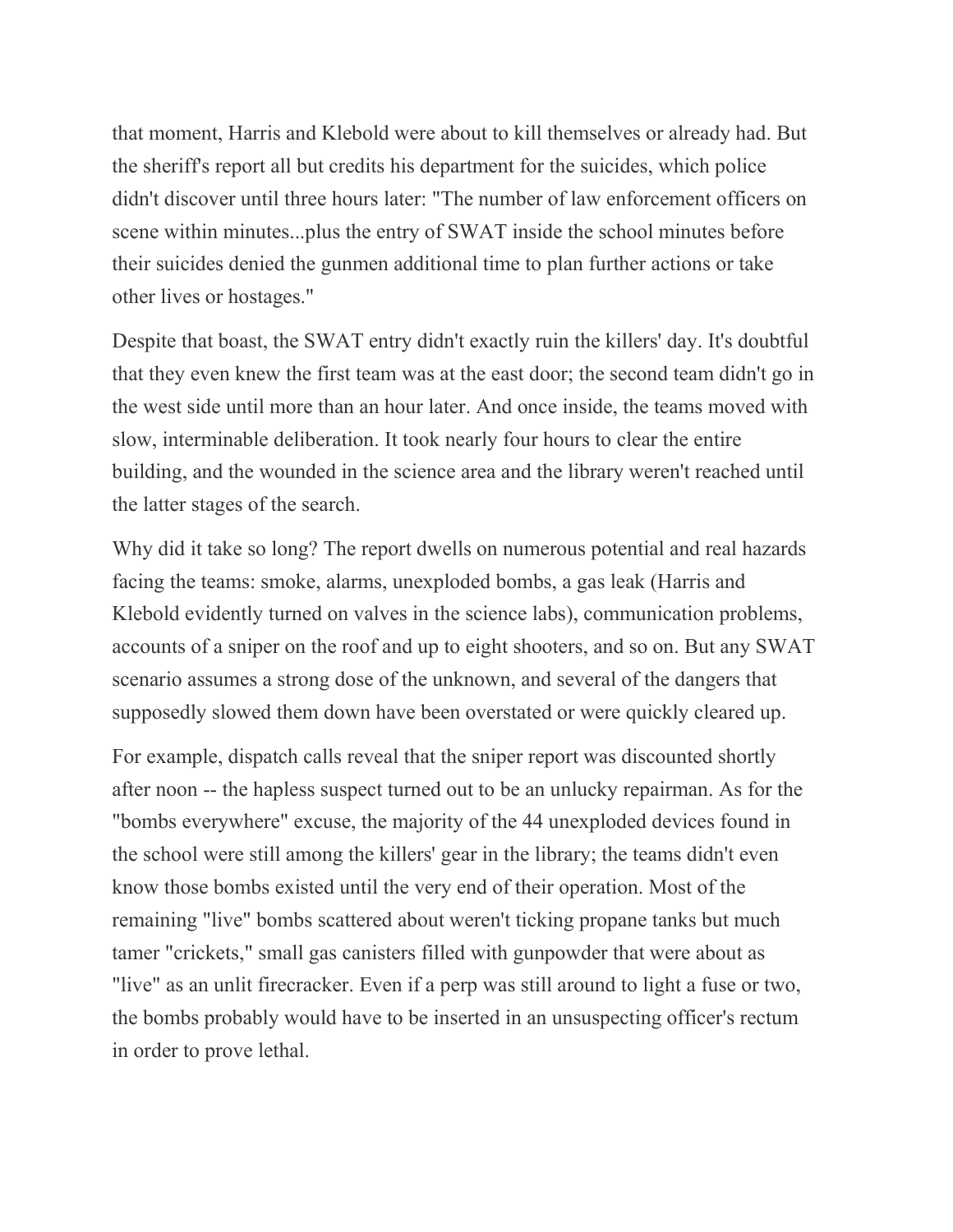that moment, Harris and Klebold were about to kill themselves or already had. But the sheriff's report all but credits his department for the suicides, which police didn't discover until three hours later: "The number of law enforcement officers on scene within minutes...plus the entry of SWAT inside the school minutes before their suicides denied the gunmen additional time to plan further actions or take other lives or hostages."

Despite that boast, the SWAT entry didn't exactly ruin the killers' day. It's doubtful that they even knew the first team was at the east door; the second team didn't go in the west side until more than an hour later. And once inside, the teams moved with slow, interminable deliberation. It took nearly four hours to clear the entire building, and the wounded in the science area and the library weren't reached until the latter stages of the search.

Why did it take so long? The report dwells on numerous potential and real hazards facing the teams: smoke, alarms, unexploded bombs, a gas leak (Harris and Klebold evidently turned on valves in the science labs), communication problems, accounts of a sniper on the roof and up to eight shooters, and so on. But any SWAT scenario assumes a strong dose of the unknown, and several of the dangers that supposedly slowed them down have been overstated or were quickly cleared up.

For example, dispatch calls reveal that the sniper report was discounted shortly after noon -- the hapless suspect turned out to be an unlucky repairman. As for the "bombs everywhere" excuse, the majority of the 44 unexploded devices found in the school were still among the killers' gear in the library; the teams didn't even know those bombs existed until the very end of their operation. Most of the remaining "live" bombs scattered about weren't ticking propane tanks but much tamer "crickets," small gas canisters filled with gunpowder that were about as "live" as an unlit firecracker. Even if a perp was still around to light a fuse or two, the bombs probably would have to be inserted in an unsuspecting officer's rectum in order to prove lethal.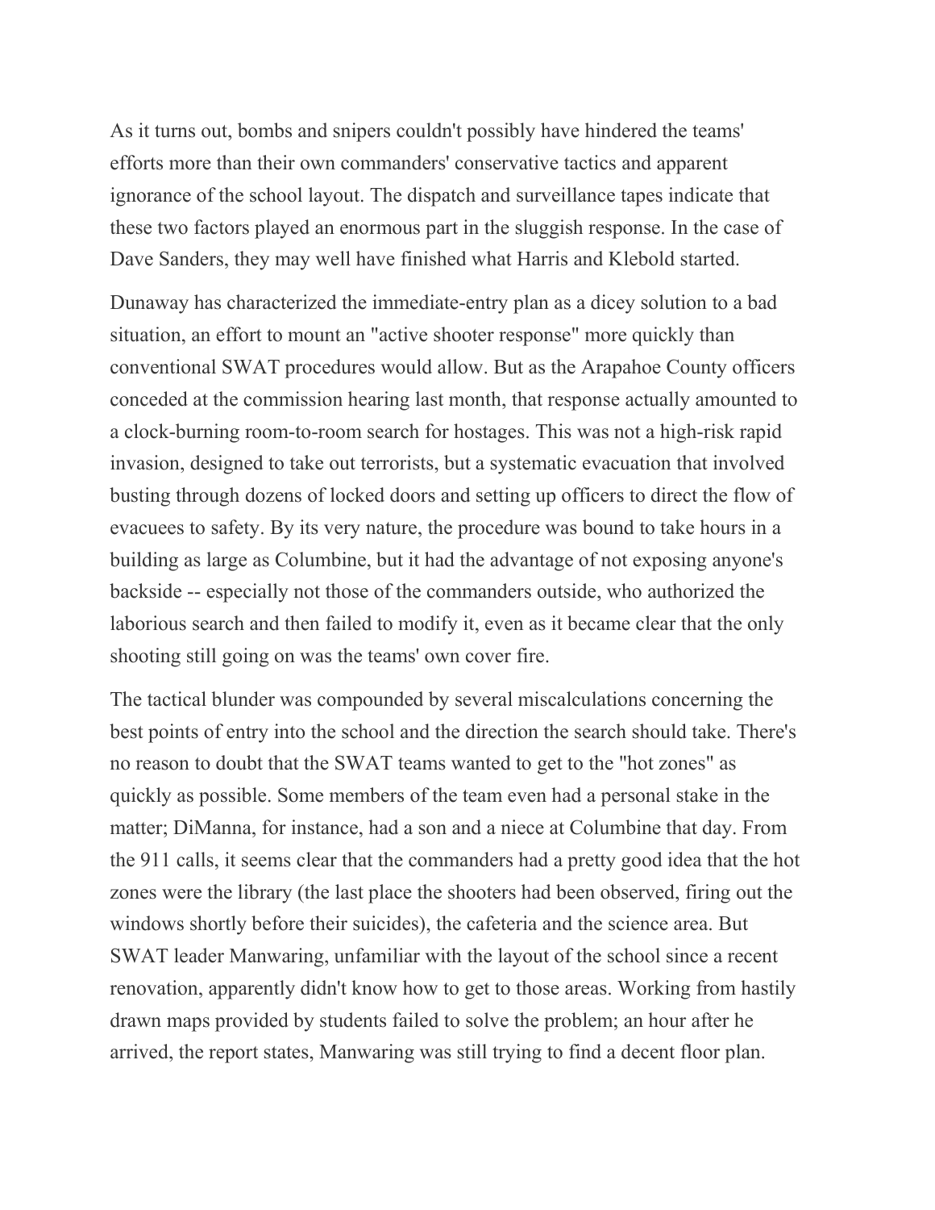As it turns out, bombs and snipers couldn't possibly have hindered the teams' efforts more than their own commanders' conservative tactics and apparent ignorance of the school layout. The dispatch and surveillance tapes indicate that these two factors played an enormous part in the sluggish response. In the case of Dave Sanders, they may well have finished what Harris and Klebold started.

Dunaway has characterized the immediate-entry plan as a dicey solution to a bad situation, an effort to mount an "active shooter response" more quickly than conventional SWAT procedures would allow. But as the Arapahoe County officers conceded at the commission hearing last month, that response actually amounted to a clock-burning room-to-room search for hostages. This was not a high-risk rapid invasion, designed to take out terrorists, but a systematic evacuation that involved busting through dozens of locked doors and setting up officers to direct the flow of evacuees to safety. By its very nature, the procedure was bound to take hours in a building as large as Columbine, but it had the advantage of not exposing anyone's backside -- especially not those of the commanders outside, who authorized the laborious search and then failed to modify it, even as it became clear that the only shooting still going on was the teams' own cover fire.

The tactical blunder was compounded by several miscalculations concerning the best points of entry into the school and the direction the search should take. There's no reason to doubt that the SWAT teams wanted to get to the "hot zones" as quickly as possible. Some members of the team even had a personal stake in the matter; DiManna, for instance, had a son and a niece at Columbine that day. From the 911 calls, it seems clear that the commanders had a pretty good idea that the hot zones were the library (the last place the shooters had been observed, firing out the windows shortly before their suicides), the cafeteria and the science area. But SWAT leader Manwaring, unfamiliar with the layout of the school since a recent renovation, apparently didn't know how to get to those areas. Working from hastily drawn maps provided by students failed to solve the problem; an hour after he arrived, the report states, Manwaring was still trying to find a decent floor plan.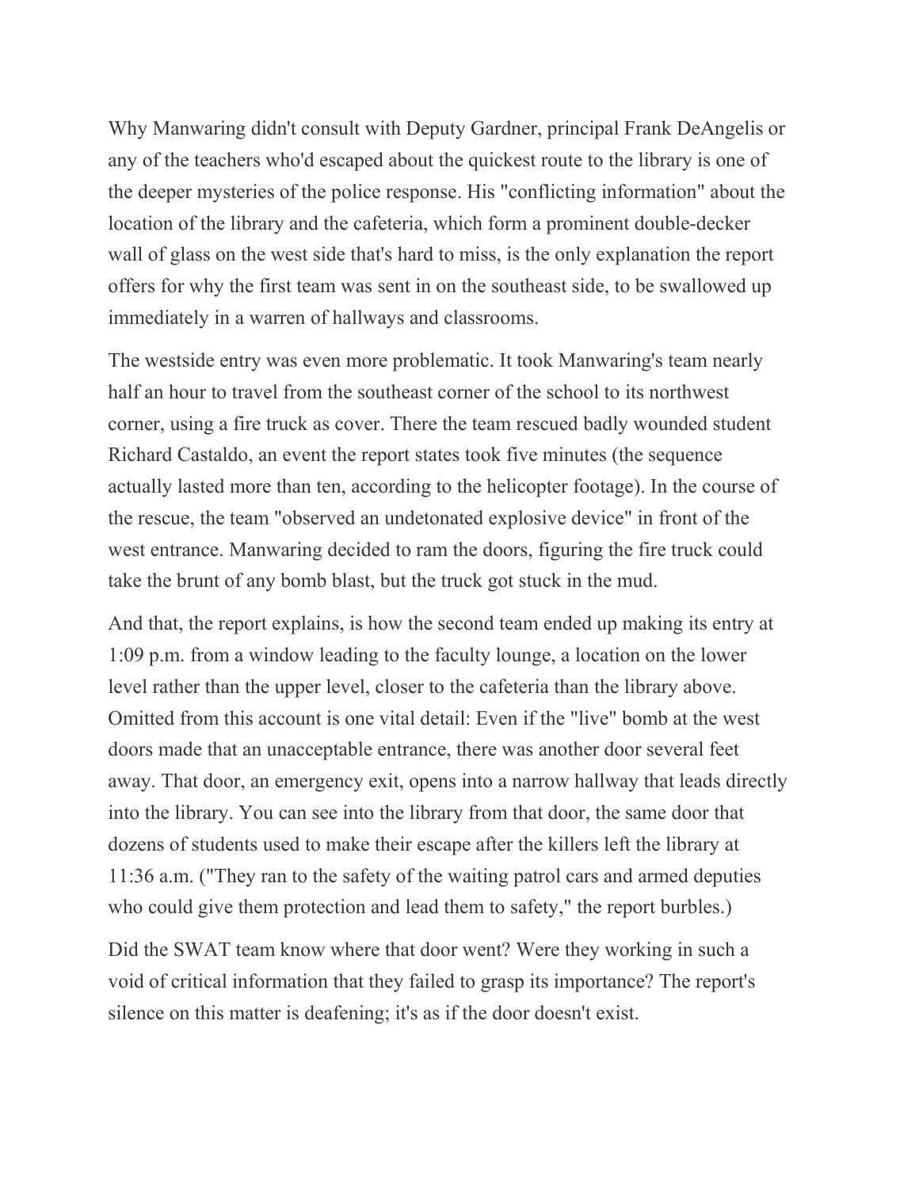Why Manwaring didn't consult with Deputy Gardner, principal Frank DeAngelis or any of the teachers who'd escaped about the quickest route to the library is one of the deeper mysteries of the police response. His "conflicting information" about the location of the library and the cafeteria, which form a prominent double-decker wall of glass on the west side that's hard to miss, is the only explanation the report offers for why the first team was sent in on the southeast side, to be swallowed up immediately in a warren of hallways and classrooms.

The westside entry was even more problematic. It took Manwaring's team nearly half an hour to travel from the southeast corner of the school to its northwest corner, using a fire truck as cover. There the team rescued badly wounded student Richard Castaldo, an event the report states took five minutes (the sequence actually lasted more than ten, according to the helicopter footage). In the course of the rescue, the team "observed an undetonated explosive device" in front of the west entrance. Manwaring decided to ram the doors, figuring the fire truck could take the brunt of any bomb blast, but the truck got stuck in the mud.

And that, the report explains, is how the second team ended up making its entry at 1:09 p.m. from a window leading to the faculty lounge, a location on the lower level rather than the upper level, closer to the cafeteria than the library above. Omitted from this account is one vital detail: Even if the "live" bomb at the west doors made that an unacceptable entrance, there was another door several feet away. That door, an emergency exit, opens into a narrow hallway that leads directly into the library. You can see into the library from that door, the same door that dozens of students used to make their escape after the killers left the library at 11:36 a.m. ("They ran to the safety of the waiting patrol cars and armed deputies who could give them protection and lead them to safety," the report burbles.)

Did the SWAT team know where that door went? Were they working in such a void of critical information that they failed to grasp its importance? The report's silence on this matter is deafening; it's as if the door doesn't exist.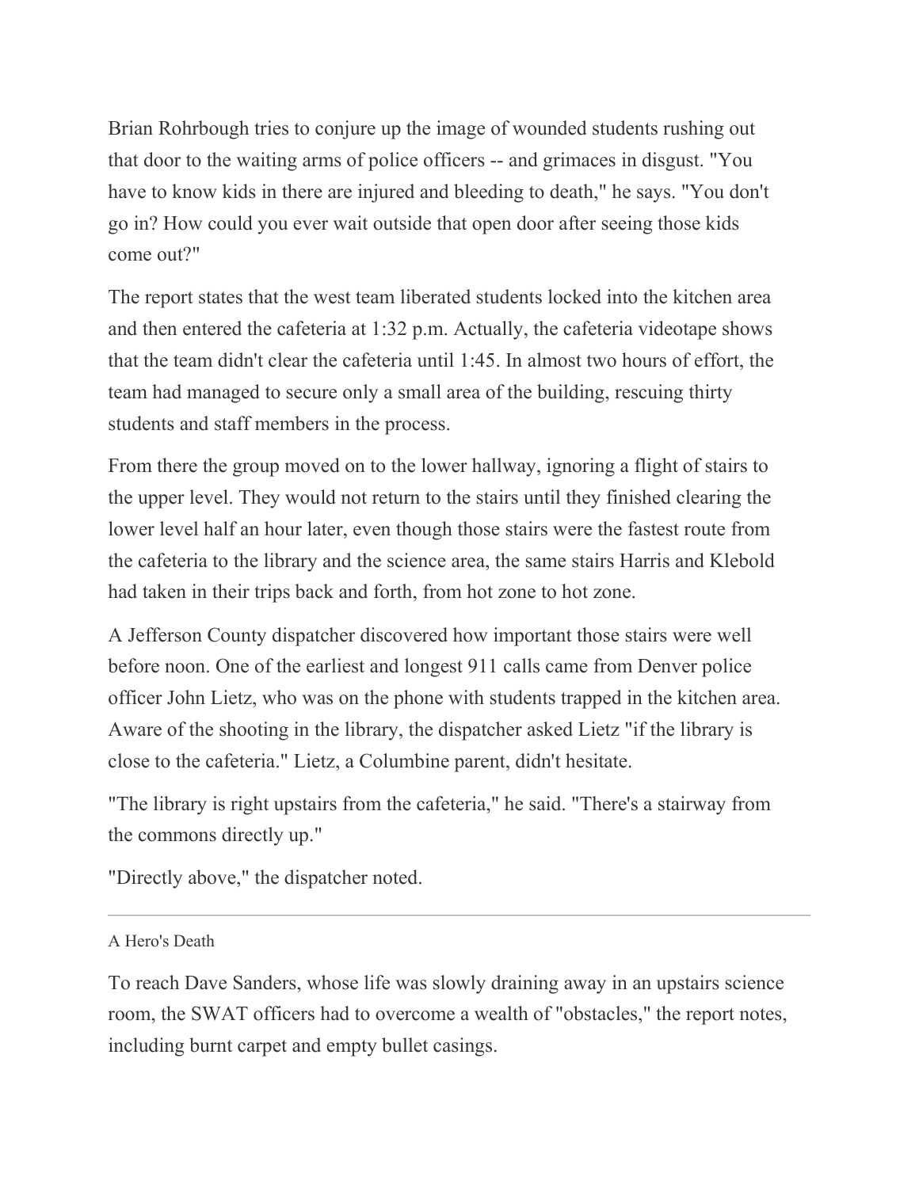Brian Rohrbough tries to conjure up the image of wounded students rushing out that door to the waiting arms of police officers -- and grimaces in disgust. "You have to know kids in there are injured and bleeding to death," he says. "You don't go in? How could you ever wait outside that open door after seeing those kids come out?"

The report states that the west team liberated students locked into the kitchen area and then entered the cafeteria at 1:32 p.m. Actually, the cafeteria videotape shows that the team didn't clear the cafeteria until 1:45. In almost two hours of effort, the team had managed to secure only a small area of the building, rescuing thirty students and staff members in the process.

From there the group moved on to the lower hallway, ignoring a flight of stairs to the upper level. They would not return to the stairs until they finished clearing the lower level half an hour later, even though those stairs were the fastest route from the cafeteria to the library and the science area, the same stairs Harris and Klebold had taken in their trips back and forth, from hot zone to hot zone.

A Jefferson County dispatcher discovered how important those stairs were well before noon. One of the earliest and longest 911 calls came from Denver police officer John Lietz, who was on the phone with students trapped in the kitchen area. Aware of the shooting in the library, the dispatcher asked Lietz "if the library is close to the cafeteria." Lietz, a Columbine parent, didn't hesitate.

"The library is right upstairs from the cafeteria," he said. "There's a stairway from the commons directly up."

"Directly above," the dispatcher noted.

---

A Hero's Death

To reach Dave Sanders, whose life was slowly draining away in an upstairs science room, the SWAT officers had to overcome a wealth of "obstacles," the report notes, including burnt carpet and empty bullet casings.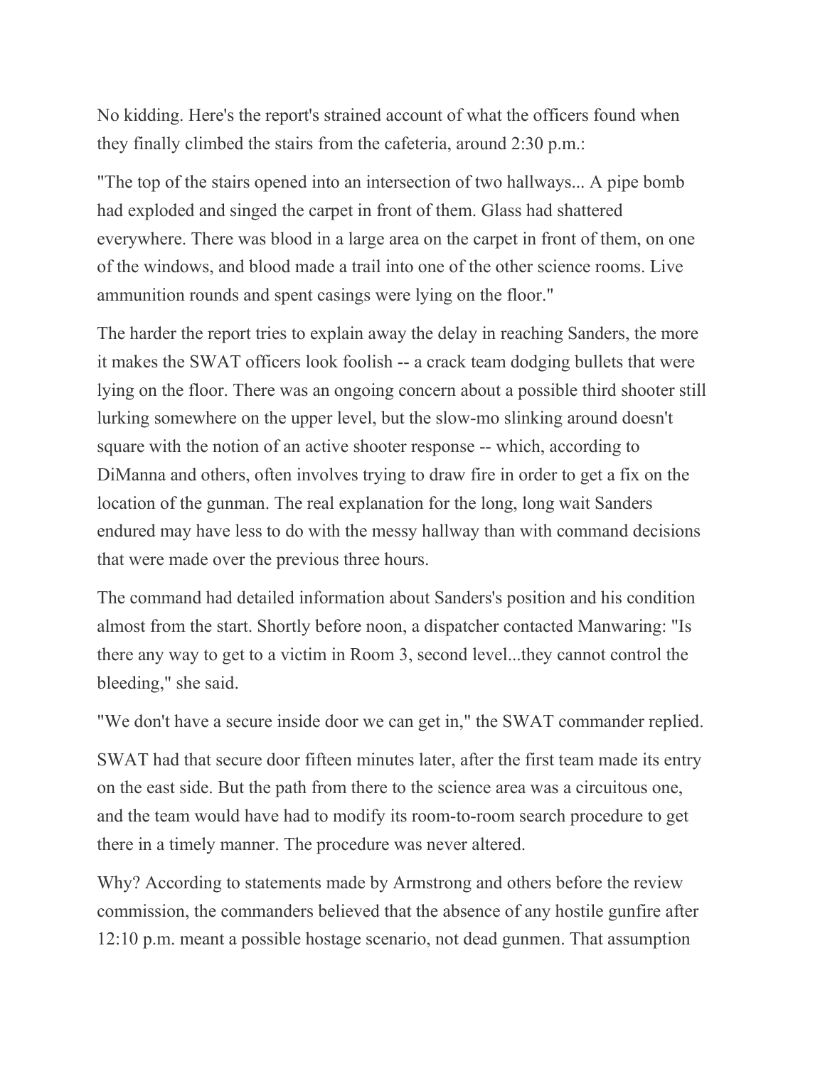No kidding. Here's the report's strained account of what the officers found when they finally climbed the stairs from the cafeteria, around 2:30 p.m.:

"The top of the stairs opened into an intersection of two hallways... A pipe bomb had exploded and singed the carpet in front of them. Glass had shattered everywhere. There was blood in a large area on the carpet in front of them, on one of the windows, and blood made a trail into one of the other science rooms. Live ammunition rounds and spent casings were lying on the floor."

The harder the report tries to explain away the delay in reaching Sanders, the more it makes the SWAT officers look foolish -- a crack team dodging bullets that were lying on the floor. There was an ongoing concern about a possible third shooter still lurking somewhere on the upper level, but the slow-mo slinking around doesn't square with the notion of an active shooter response -- which, according to DiManna and others, often involves trying to draw fire in order to get a fix on the location of the gunman. The real explanation for the long, long wait Sanders endured may have less to do with the messy hallway than with command decisions that were made over the previous three hours.

The command had detailed information about Sanders's position and his condition almost from the start. Shortly before noon, a dispatcher contacted Manwaring: "Is there any way to get to a victim in Room 3, second level...they cannot control the bleeding," she said.

"We don't have a secure inside door we can get in," the SWAT commander replied.

SWAT had that secure door fifteen minutes later, after the first team made its entry on the east side. But the path from there to the science area was a circuitous one, and the team would have had to modify its room-to-room search procedure to get there in a timely manner. The procedure was never altered.

Why? According to statements made by Armstrong and others before the review commission, the commanders believed that the absence of any hostile gunfire after 12:10 p.m. meant a possible hostage scenario, not dead gunmen. That assumption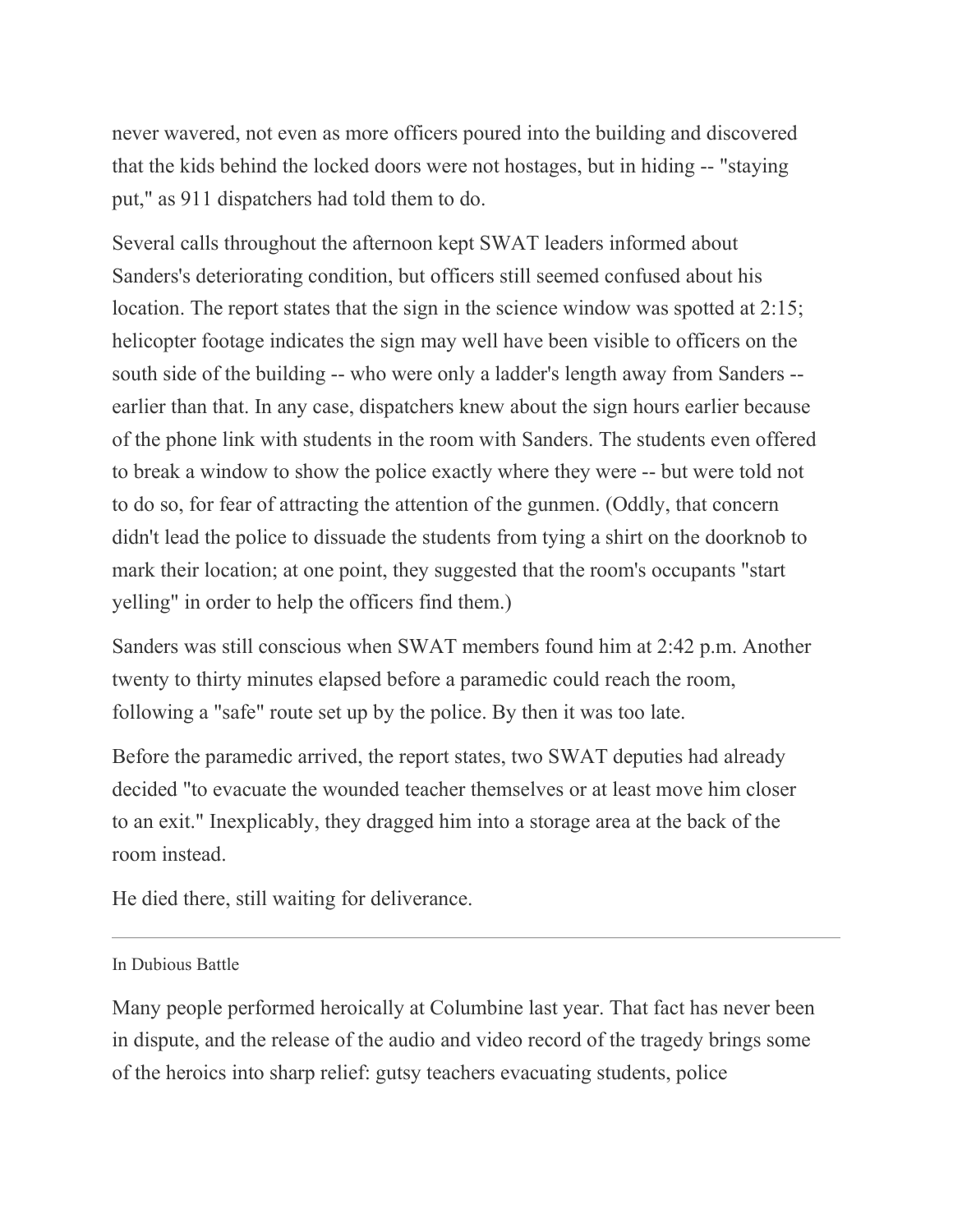never wavered, not even as more officers poured into the building and discovered that the kids behind the locked doors were not hostages, but in hiding -- "staying put," as 911 dispatchers had told them to do.

Several calls throughout the afternoon kept SWAT leaders informed about Sanders's deteriorating condition, but officers still seemed confused about his location. The report states that the sign in the science window was spotted at 2:15; helicopter footage indicates the sign may well have been visible to officers on the south side of the building -- who were only a ladder's length away from Sanders -- earlier than that. In any case, dispatchers knew about the sign hours earlier because of the phone link with students in the room with Sanders. The students even offered to break a window to show the police exactly where they were -- but were told not to do so, for fear of attracting the attention of the gunmen. (Oddly, that concern didn't lead the police to dissuade the students from tying a shirt on the doorknob to mark their location; at one point, they suggested that the room's occupants "start yelling" in order to help the officers find them.)

Sanders was still conscious when SWAT members found him at 2:42 p.m. Another twenty to thirty minutes elapsed before a paramedic could reach the room, following a "safe" route set up by the police. By then it was too late.

Before the paramedic arrived, the report states, two SWAT deputies had already decided "to evacuate the wounded teacher themselves or at least move him closer to an exit." Inexplicably, they dragged him into a storage area at the back of the room instead.

He died there, still waiting for deliverance.

---

## In Dubious Battle

Many people performed heroically at Columbine last year. That fact has never been in dispute, and the release of the audio and video record of the tragedy brings some of the heroics into sharp relief: gutsy teachers evacuating students, police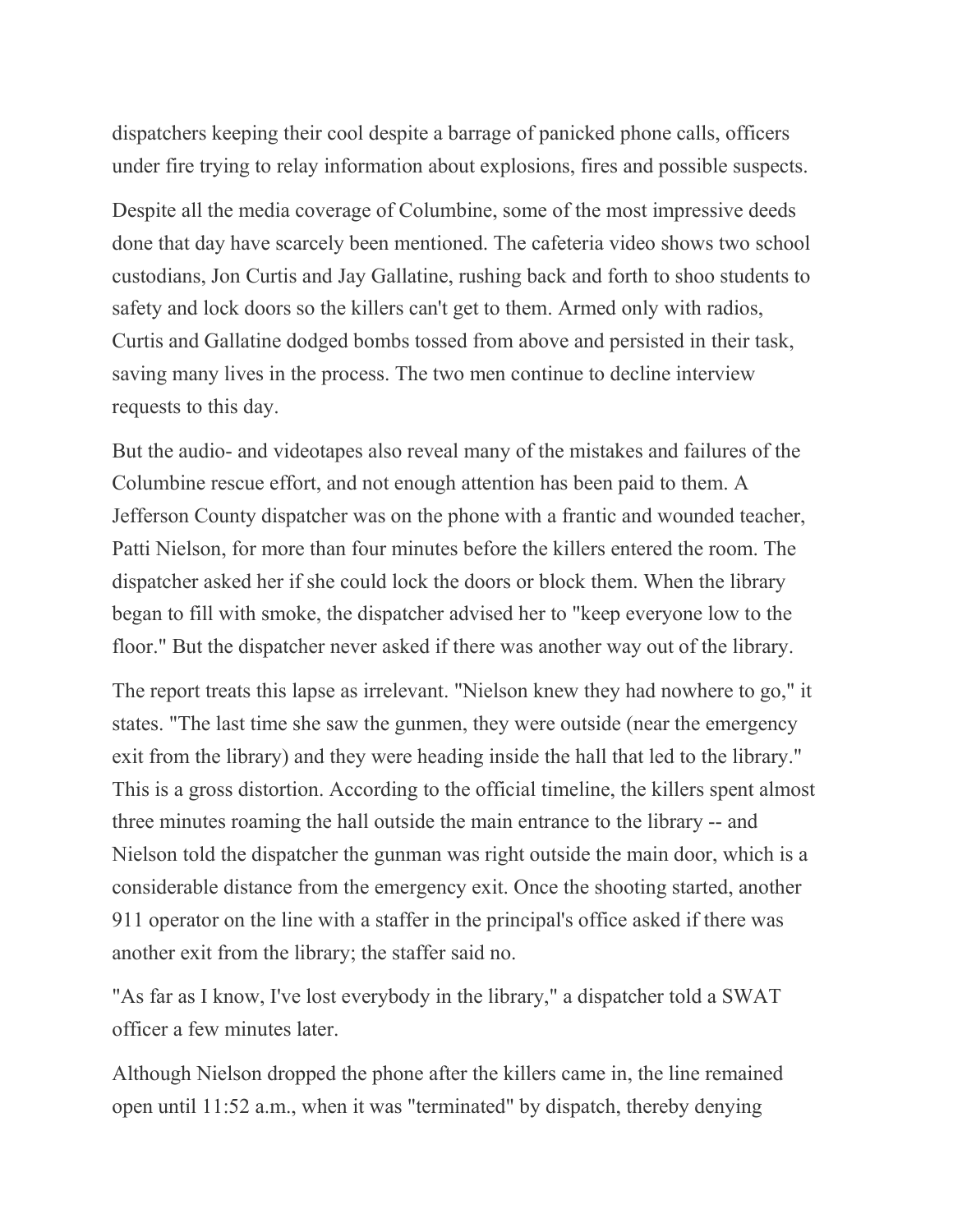dispatchers keeping their cool despite a barrage of panicked phone calls, officers under fire trying to relay information about explosions, fires and possible suspects.

Despite all the media coverage of Columbine, some of the most impressive deeds done that day have scarcely been mentioned. The cafeteria video shows two school custodians, Jon Curtis and Jay Gallatine, rushing back and forth to shoo students to safety and lock doors so the killers can't get to them. Armed only with radios, Curtis and Gallatine dodged bombs tossed from above and persisted in their task, saving many lives in the process. The two men continue to decline interview requests to this day.

But the audio- and videotapes also reveal many of the mistakes and failures of the Columbine rescue effort, and not enough attention has been paid to them. A Jefferson County dispatcher was on the phone with a frantic and wounded teacher, Patti Nielson, for more than four minutes before the killers entered the room. The dispatcher asked her if she could lock the doors or block them. When the library began to fill with smoke, the dispatcher advised her to "keep everyone low to the floor." But the dispatcher never asked if there was another way out of the library.

The report treats this lapse as irrelevant. "Nielson knew they had nowhere to go," it states. "The last time she saw the gunmen, they were outside (near the emergency exit from the library) and they were heading inside the hall that led to the library." This is a gross distortion. According to the official timeline, the killers spent almost three minutes roaming the hall outside the main entrance to the library -- and Nielson told the dispatcher the gunman was right outside the main door, which is a considerable distance from the emergency exit. Once the shooting started, another 911 operator on the line with a staffer in the principal's office asked if there was another exit from the library; the staffer said no.

"As far as I know, I've lost everybody in the library," a dispatcher told a SWAT officer a few minutes later.

Although Nielson dropped the phone after the killers came in, the line remained open until 11:52 a.m., when it was "terminated" by dispatch, thereby denying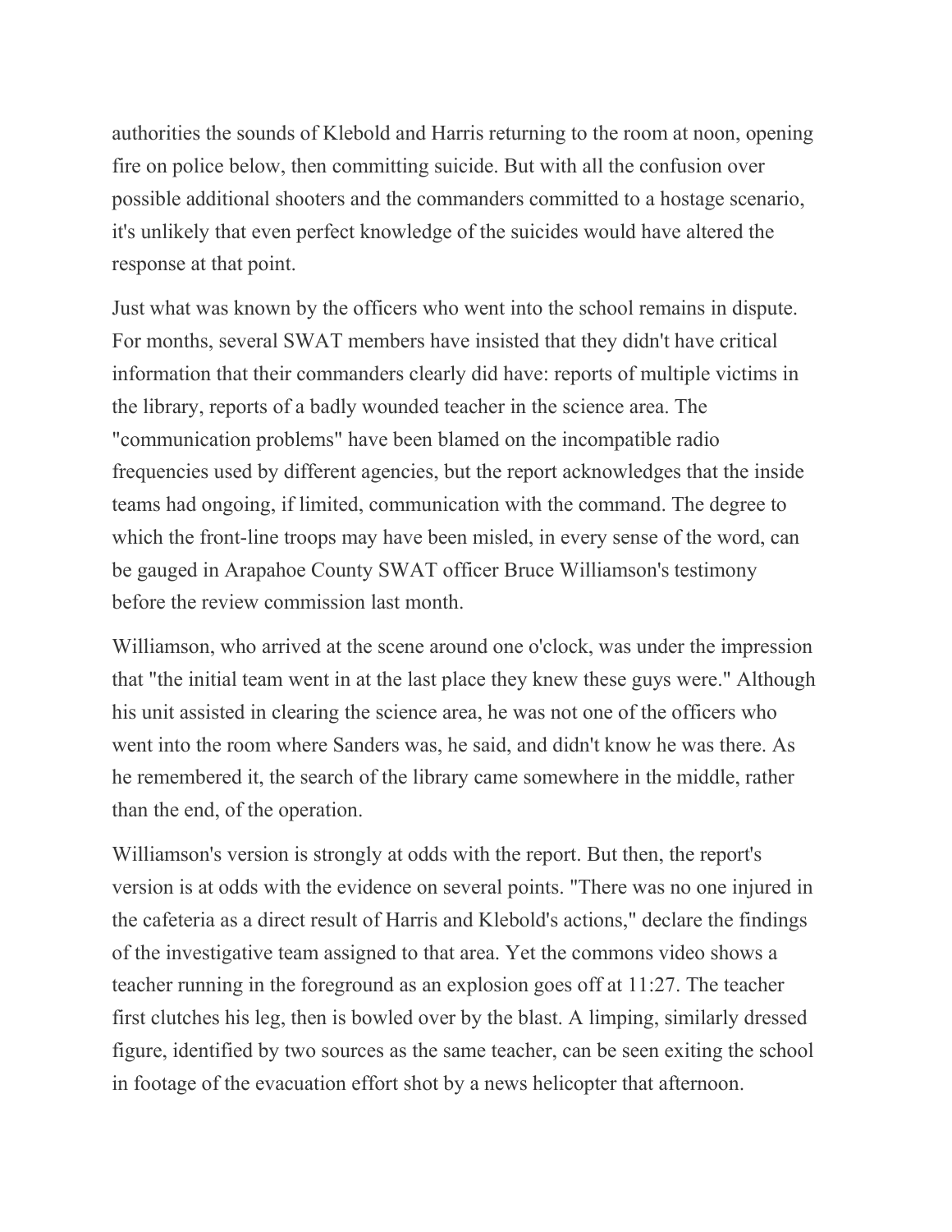authorities the sounds of Klebold and Harris returning to the room at noon, opening fire on police below, then committing suicide. But with all the confusion over possible additional shooters and the commanders committed to a hostage scenario, it's unlikely that even perfect knowledge of the suicides would have altered the response at that point.

Just what was known by the officers who went into the school remains in dispute. For months, several SWAT members have insisted that they didn't have critical information that their commanders clearly did have: reports of multiple victims in the library, reports of a badly wounded teacher in the science area. The "communication problems" have been blamed on the incompatible radio frequencies used by different agencies, but the report acknowledges that the inside teams had ongoing, if limited, communication with the command. The degree to which the front-line troops may have been misled, in every sense of the word, can be gauged in Arapahoe County SWAT officer Bruce Williamson's testimony before the review commission last month.

Williamson, who arrived at the scene around one o'clock, was under the impression that "the initial team went in at the last place they knew these guys were." Although his unit assisted in clearing the science area, he was not one of the officers who went into the room where Sanders was, he said, and didn't know he was there. As he remembered it, the search of the library came somewhere in the middle, rather than the end, of the operation.

Williamson's version is strongly at odds with the report. But then, the report's version is at odds with the evidence on several points. "There was no one injured in the cafeteria as a direct result of Harris and Klebold's actions," declare the findings of the investigative team assigned to that area. Yet the commons video shows a teacher running in the foreground as an explosion goes off at 11:27. The teacher first clutches his leg, then is bowled over by the blast. A limping, similarly dressed figure, identified by two sources as the same teacher, can be seen exiting the school in footage of the evacuation effort shot by a news helicopter that afternoon.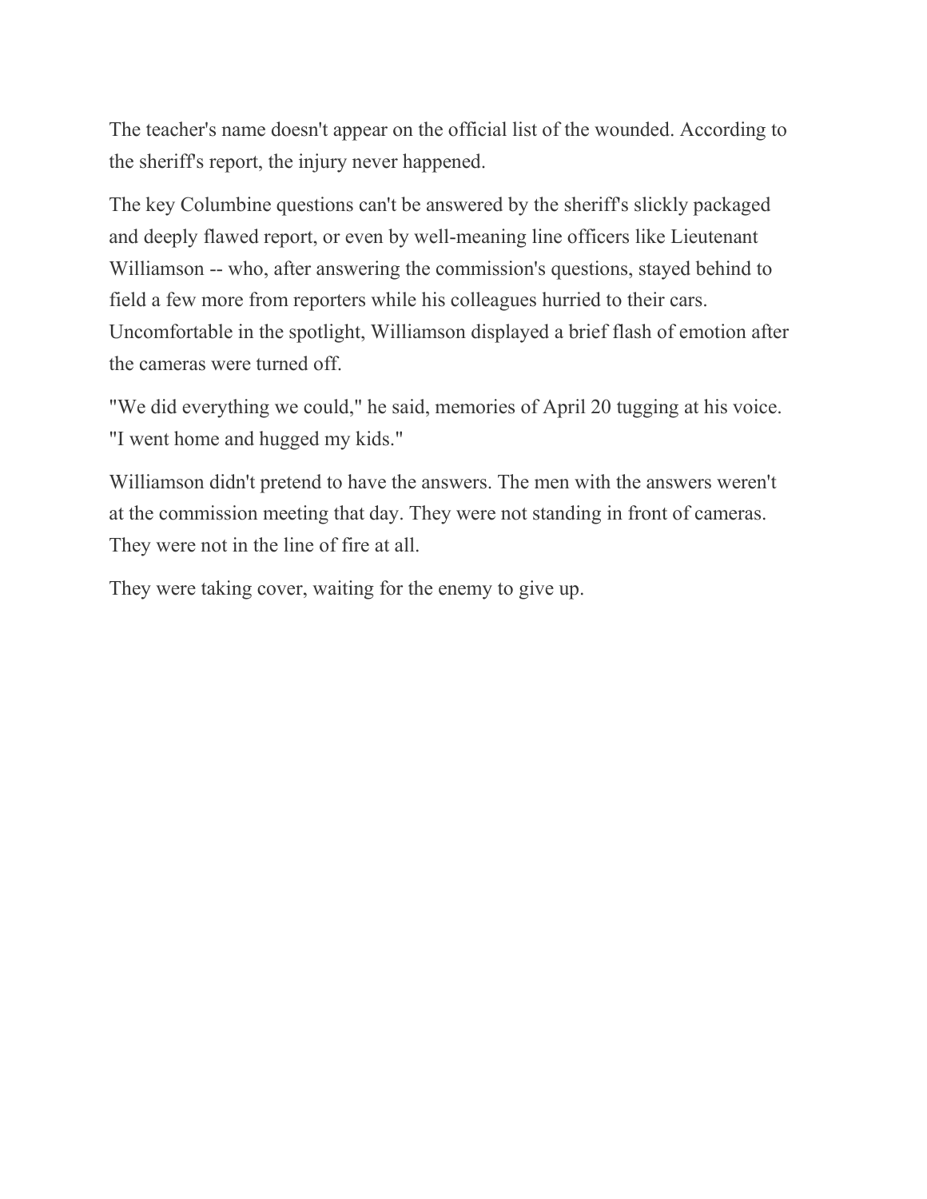The teacher's name doesn't appear on the official list of the wounded. According to the sheriff's report, the injury never happened.

The key Columbine questions can't be answered by the sheriff's slickly packaged and deeply flawed report, or even by well-meaning line officers like Lieutenant Williamson -- who, after answering the commission's questions, stayed behind to field a few more from reporters while his colleagues hurried to their cars. Uncomfortable in the spotlight, Williamson displayed a brief flash of emotion after the cameras were turned off.

"We did everything we could," he said, memories of April 20 tugging at his voice. "I went home and hugged my kids."

Williamson didn't pretend to have the answers. The men with the answers weren't at the commission meeting that day. They were not standing in front of cameras. They were not in the line of fire at all.

They were taking cover, waiting for the enemy to give up.